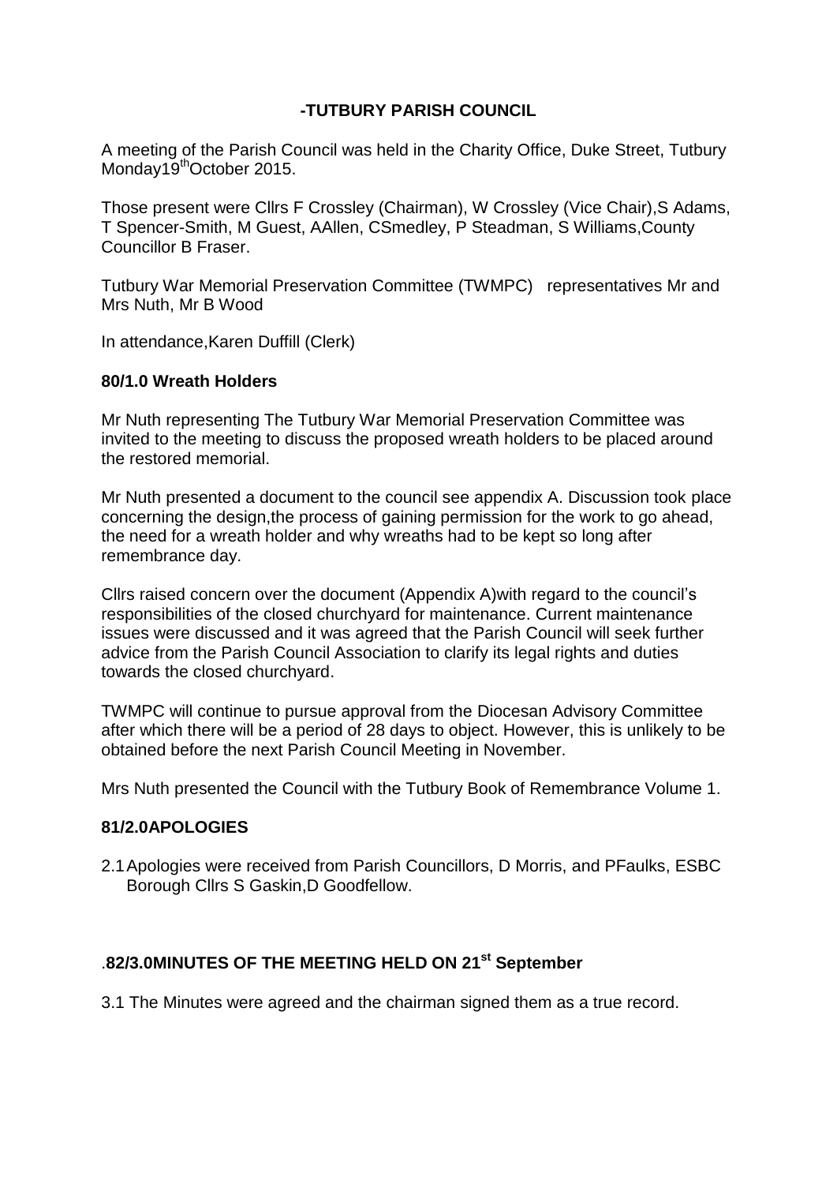# -TUTBURY PARISH COUNCIL

A meeting of the Parish Council was held in the Charity Office, Duke Street, Tutbury Monday19th October 2015.

Those present were Cllrs F Crossley (Chairman), W Crossley (Vice Chair),S Adams, T Spencer-Smith, M Guest, AAllen, CSmedley, P Steadman, S Williams,County Councillor B Fraser.

Tutbury War Memorial Preservation Committee (TWMPC) representatives Mr and Mrs Nuth, Mr B Wood

In attendance,Karen Duffill (Clerk)

**80/1.0 Wreath Holders**

Mr Nuth representing The Tutbury War Memorial Preservation Committee was invited to the meeting to discuss the proposed wreath holders to be placed around the restored memorial.

Mr Nuth presented a document to the council see appendix A. Discussion took place concerning the design,the process of gaining permission for the work to go ahead, the need for a wreath holder and why wreaths had to be kept so long after remembrance day.

Cllrs raised concern over the document (Appendix A)with regard to the council's responsibilities of the closed churchyard for maintenance. Current maintenance issues were discussed and it was agreed that the Parish Council will seek further advice from the Parish Council Association to clarify its legal rights and duties towards the closed churchyard.

TWMPC will continue to pursue approval from the Diocesan Advisory Committee after which there will be a period of 28 days to object. However, this is unlikely to be obtained before the next Parish Council Meeting in November.

Mrs Nuth presented the Council with the Tutbury Book of Remembrance Volume 1.

**81/2.0APOLOGIES**

2.1 Apologies were received from Parish Councillors, D Morris, and PFaulks, ESBC Borough Cllrs S Gaskin,D Goodfellow.

.**82/3.0MINUTES OF THE MEETING HELD ON 21st September**

3.1 The Minutes were agreed and the chairman signed them as a true record.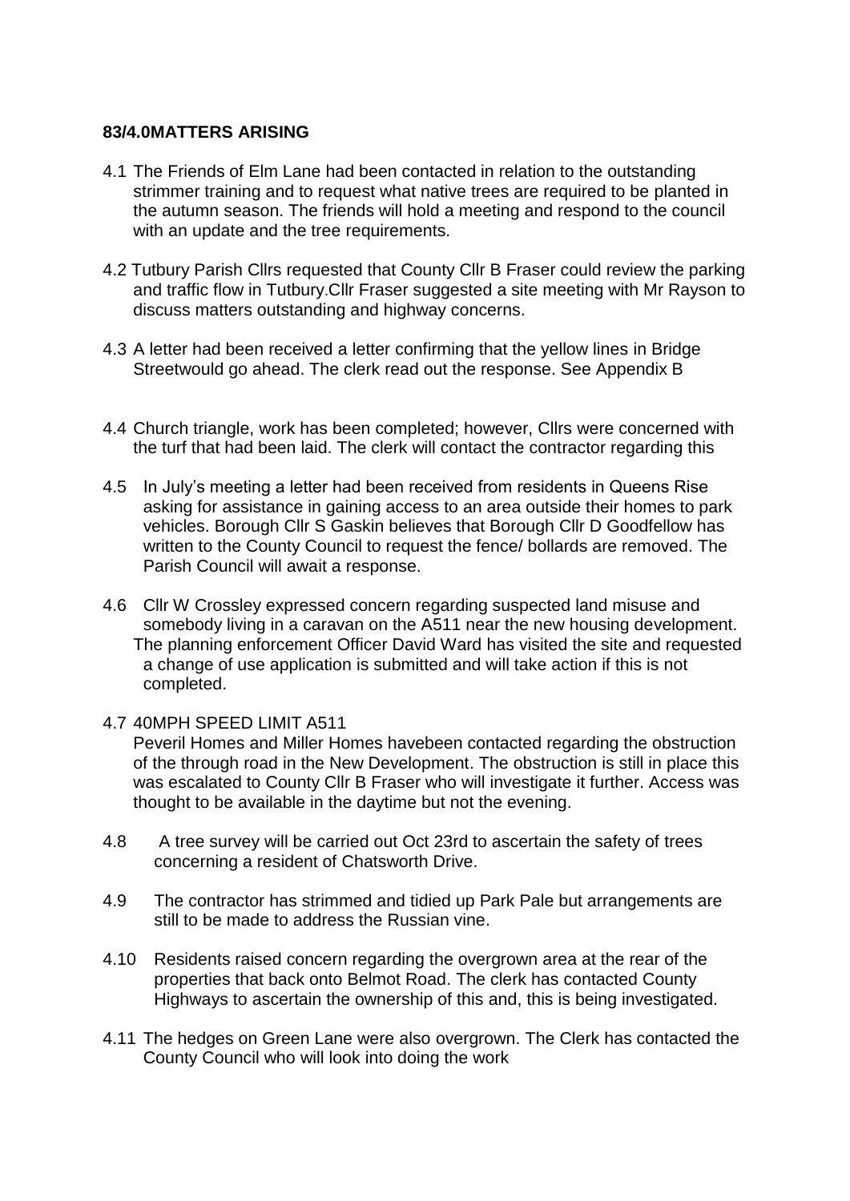**83/4.0MATTERS ARISING**

4.1 The Friends of Elm Lane had been contacted in relation to the outstanding strimmer training and to request what native trees are required to be planted in the autumn season. The friends will hold a meeting and respond to the council with an update and the tree requirements.

4.2 Tutbury Parish Cllrs requested that County Cllr B Fraser could review the parking and traffic flow in Tutbury.Cllr Fraser suggested a site meeting with Mr Rayson to discuss matters outstanding and highway concerns.

4.3 A letter had been received a letter confirming that the yellow lines in Bridge Streetwould go ahead. The clerk read out the response. See Appendix B

4.4 Church triangle, work has been completed; however, Cllrs were concerned with the turf that had been laid. The clerk will contact the contractor regarding this

4.5 In July's meeting a letter had been received from residents in Queens Rise asking for assistance in gaining access to an area outside their homes to park vehicles. Borough Cllr S Gaskin believes that Borough Cllr D Goodfellow has written to the County Council to request the fence/ bollards are removed. The Parish Council will await a response.

4.6 Cllr W Crossley expressed concern regarding suspected land misuse and somebody living in a caravan on the A511 near the new housing development. The planning enforcement Officer David Ward has visited the site and requested a change of use application is submitted and will take action if this is not completed.

4.7 40MPH SPEED LIMIT A511
Peveril Homes and Miller Homes havebeen contacted regarding the obstruction of the through road in the New Development. The obstruction is still in place this was escalated to County Cllr B Fraser who will investigate it further. Access was thought to be available in the daytime but not the evening.

4.8 A tree survey will be carried out Oct 23rd to ascertain the safety of trees concerning a resident of Chatsworth Drive.

4.9 The contractor has strimmed and tidied up Park Pale but arrangements are still to be made to address the Russian vine.

4.10 Residents raised concern regarding the overgrown area at the rear of the properties that back onto Belmot Road. The clerk has contacted County Highways to ascertain the ownership of this and, this is being investigated.

4.11 The hedges on Green Lane were also overgrown. The Clerk has contacted the County Council who will look into doing the work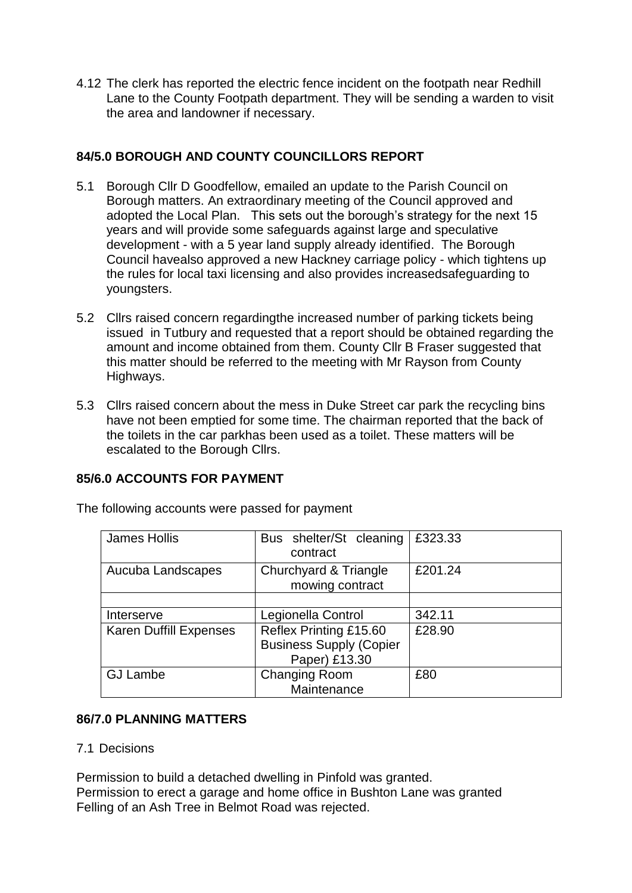4.12 The clerk has reported the electric fence incident on the footpath near Redhill Lane to the County Footpath department. They will be sending a warden to visit the area and landowner if necessary.

### 84/5.0 BOROUGH AND COUNTY COUNCILLORS REPORT

5.1 Borough Cllr D Goodfellow, emailed an update to the Parish Council on Borough matters. An extraordinary meeting of the Council approved and adopted the Local Plan. This sets out the borough's strategy for the next 15 years and will provide some safeguards against large and speculative development - with a 5 year land supply already identified. The Borough Council havealso approved a new Hackney carriage policy - which tightens up the rules for local taxi licensing and also provides increasedsafeguarding to youngsters.

5.2 Cllrs raised concern regardingthe increased number of parking tickets being issued in Tutbury and requested that a report should be obtained regarding the amount and income obtained from them. County Cllr B Fraser suggested that this matter should be referred to the meeting with Mr Rayson from County Highways.

5.3 Cllrs raised concern about the mess in Duke Street car park the recycling bins have not been emptied for some time. The chairman reported that the back of the toilets in the car parkhas been used as a toilet. These matters will be escalated to the Borough Cllrs.

### 85/6.0 ACCOUNTS FOR PAYMENT

The following accounts were passed for payment

| | | |
|---|---|---|
| James Hollis | Bus shelter/St cleaning contract | £323.33 |
| Aucuba Landscapes | Churchyard & Triangle mowing contract | £201.24 |
| | | |
| Interserve | Legionella Control | 342.11 |
| Karen Duffill Expenses | Reflex Printing £15.60 Business Supply (Copier Paper) £13.30 | £28.90 |
| GJ Lambe | Changing Room Maintenance | £80 |

### 86/7.0 PLANNING MATTERS

7.1 Decisions

Permission to build a detached dwelling in Pinfold was granted.
Permission to erect a garage and home office in Bushton Lane was granted
Felling of an Ash Tree in Belmot Road was rejected.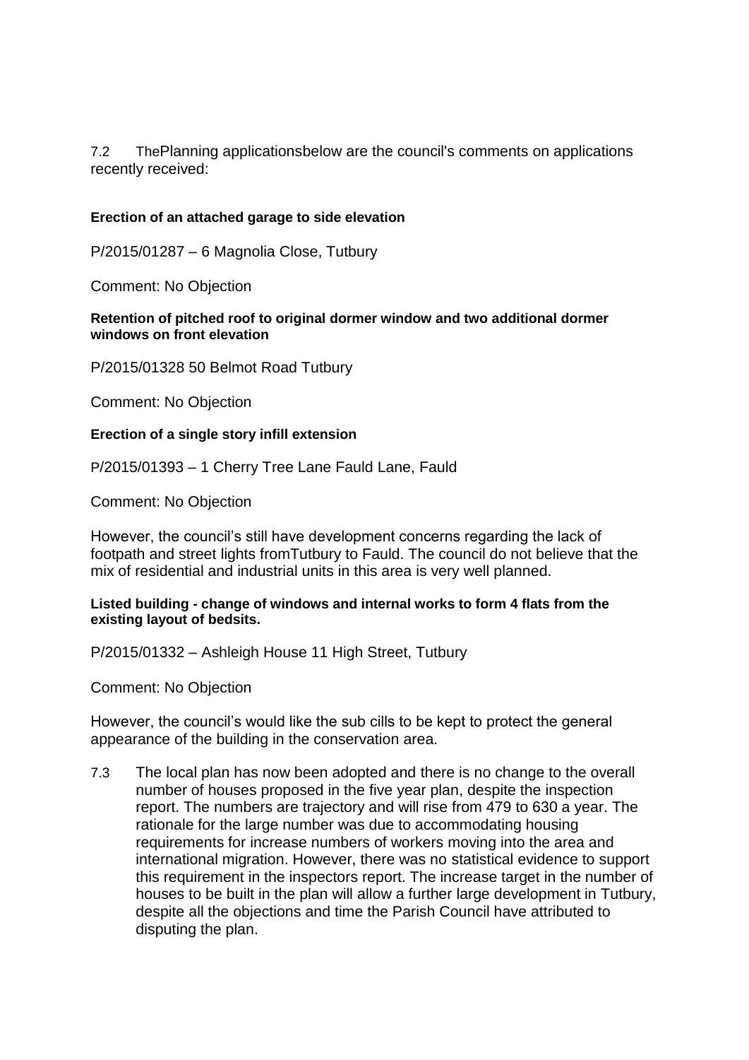7.2 ThePlanning applicationsbelow are the council's comments on applications recently received:

**Erection of an attached garage to side elevation**

P/2015/01287 – 6 Magnolia Close, Tutbury

Comment: No Objection

**Retention of pitched roof to original dormer window and two additional dormer windows on front elevation**

P/2015/01328 50 Belmot Road Tutbury

Comment: No Objection

**Erection of a single story infill extension**

P/2015/01393 – 1 Cherry Tree Lane Fauld Lane, Fauld

Comment: No Objection

However, the council's still have development concerns regarding the lack of footpath and street lights fromTutbury to Fauld. The council do not believe that the mix of residential and industrial units in this area is very well planned.

**Listed building - change of windows and internal works to form 4 flats from the existing layout of bedsits.**

P/2015/01332 – Ashleigh House 11 High Street, Tutbury

Comment: No Objection

However, the council's would like the sub cills to be kept to protect the general appearance of the building in the conservation area.

7.3 The local plan has now been adopted and there is no change to the overall number of houses proposed in the five year plan, despite the inspection report. The numbers are trajectory and will rise from 479 to 630 a year. The rationale for the large number was due to accommodating housing requirements for increase numbers of workers moving into the area and international migration. However, there was no statistical evidence to support this requirement in the inspectors report. The increase target in the number of houses to be built in the plan will allow a further large development in Tutbury, despite all the objections and time the Parish Council have attributed to disputing the plan.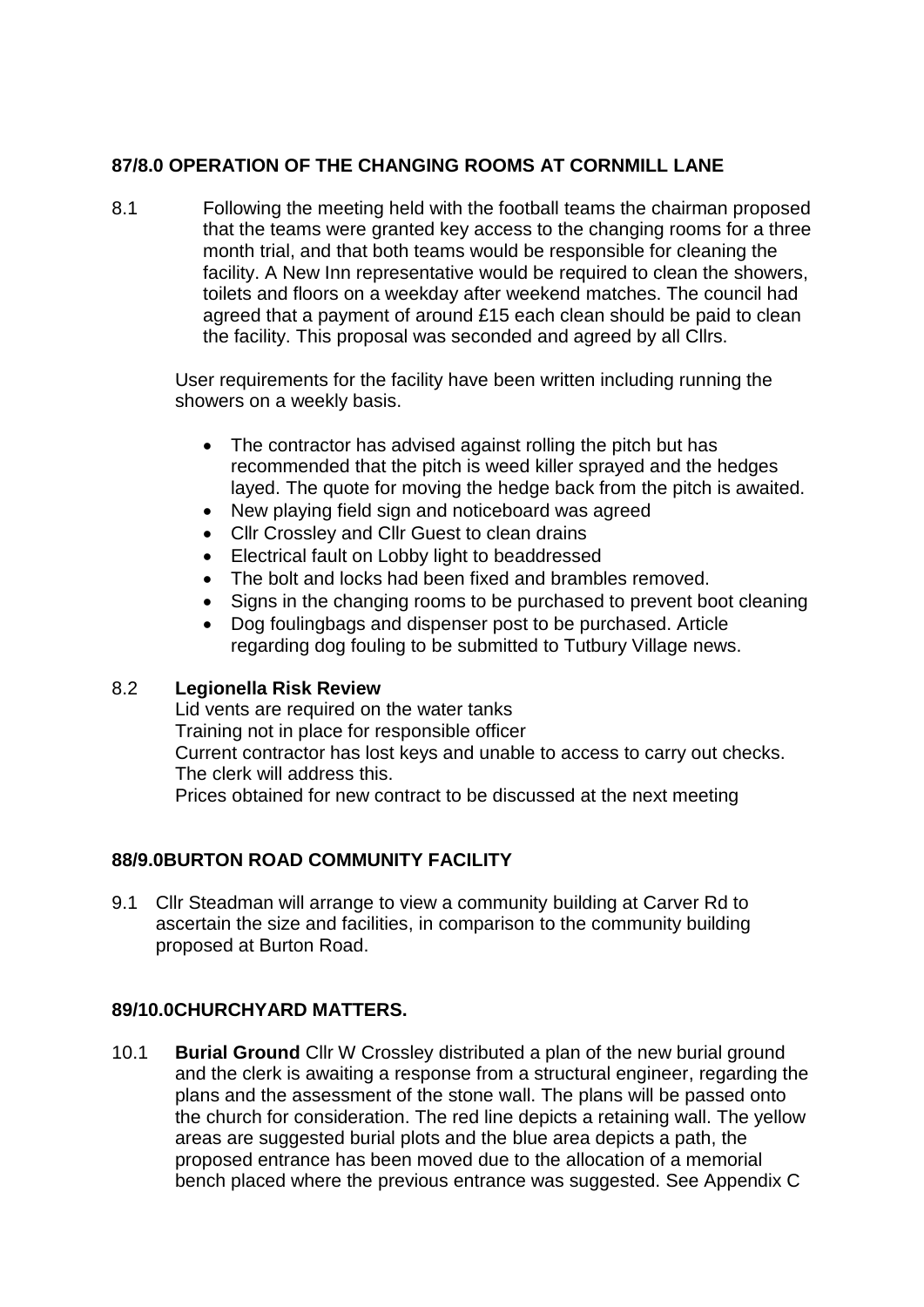**87/8.0 OPERATION OF THE CHANGING ROOMS AT CORNMILL LANE**

8.1 Following the meeting held with the football teams the chairman proposed that the teams were granted key access to the changing rooms for a three month trial, and that both teams would be responsible for cleaning the facility. A New Inn representative would be required to clean the showers, toilets and floors on a weekday after weekend matches. The council had agreed that a payment of around £15 each clean should be paid to clean the facility. This proposal was seconded and agreed by all Cllrs.

User requirements for the facility have been written including running the showers on a weekly basis.

- The contractor has advised against rolling the pitch but has recommended that the pitch is weed killer sprayed and the hedges layed. The quote for moving the hedge back from the pitch is awaited.
- New playing field sign and noticeboard was agreed
- Cllr Crossley and Cllr Guest to clean drains
- Electrical fault on Lobby light to beaddressed
- The bolt and locks had been fixed and brambles removed.
- Signs in the changing rooms to be purchased to prevent boot cleaning
- Dog foulingbags and dispenser post to be purchased. Article regarding dog fouling to be submitted to Tutbury Village news.

8.2 **Legionella Risk Review**

Lid vents are required on the water tanks
Training not in place for responsible officer
Current contractor has lost keys and unable to access to carry out checks. The clerk will address this.
Prices obtained for new contract to be discussed at the next meeting

**88/9.0BURTON ROAD COMMUNITY FACILITY**

9.1 Cllr Steadman will arrange to view a community building at Carver Rd to ascertain the size and facilities, in comparison to the community building proposed at Burton Road.

**89/10.0CHURCHYARD MATTERS.**

10.1 **Burial Ground** Cllr W Crossley distributed a plan of the new burial ground and the clerk is awaiting a response from a structural engineer, regarding the plans and the assessment of the stone wall. The plans will be passed onto the church for consideration. The red line depicts a retaining wall. The yellow areas are suggested burial plots and the blue area depicts a path, the proposed entrance has been moved due to the allocation of a memorial bench placed where the previous entrance was suggested. See Appendix C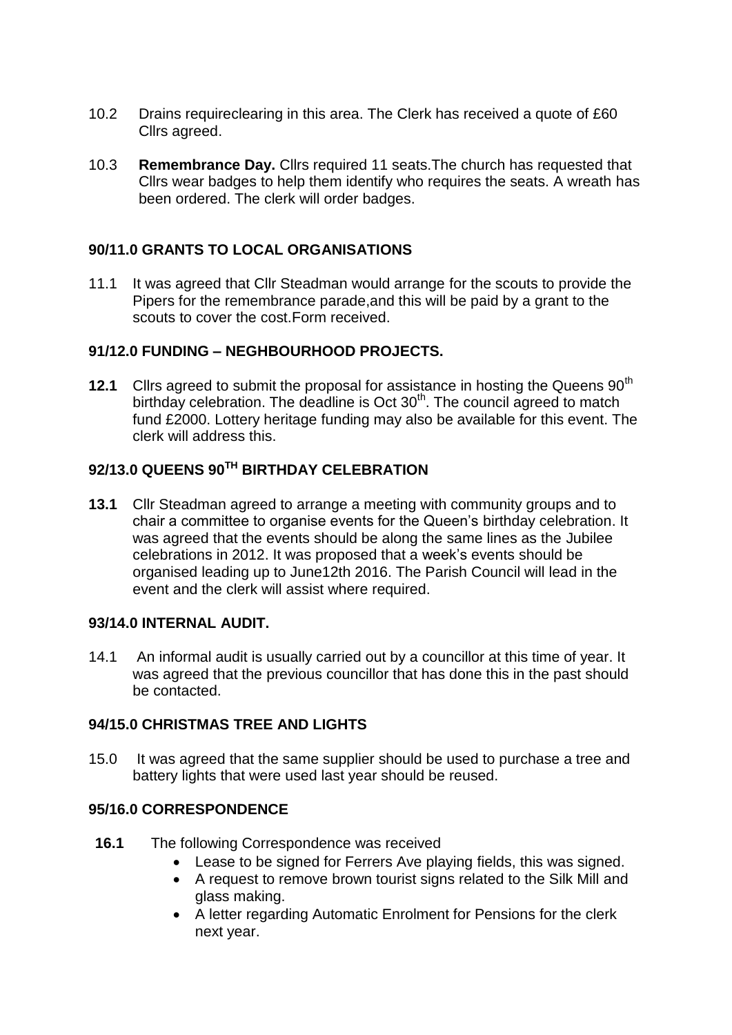10.2 Drains requireclearing in this area. The Clerk has received a quote of £60 Cllrs agreed.

10.3 **Remembrance Day.** Cllrs required 11 seats.The church has requested that Cllrs wear badges to help them identify who requires the seats. A wreath has been ordered. The clerk will order badges.

### 90/11.0 GRANTS TO LOCAL ORGANISATIONS

11.1 It was agreed that Cllr Steadman would arrange for the scouts to provide the Pipers for the remembrance parade,and this will be paid by a grant to the scouts to cover the cost.Form received.

### 91/12.0 FUNDING – NEGHBOURHOOD PROJECTS.

**12.1** Cllrs agreed to submit the proposal for assistance in hosting the Queens 90th birthday celebration. The deadline is Oct 30th. The council agreed to match fund £2000. Lottery heritage funding may also be available for this event. The clerk will address this.

### 92/13.0 QUEENS 90TH BIRTHDAY CELEBRATION

**13.1** Cllr Steadman agreed to arrange a meeting with community groups and to chair a committee to organise events for the Queen's birthday celebration. It was agreed that the events should be along the same lines as the Jubilee celebrations in 2012. It was proposed that a week's events should be organised leading up to June12th 2016. The Parish Council will lead in the event and the clerk will assist where required.

### 93/14.0 INTERNAL AUDIT.

14.1 An informal audit is usually carried out by a councillor at this time of year. It was agreed that the previous councillor that has done this in the past should be contacted.

### 94/15.0 CHRISTMAS TREE AND LIGHTS

15.0 It was agreed that the same supplier should be used to purchase a tree and battery lights that were used last year should be reused.

### 95/16.0 CORRESPONDENCE

**16.1** The following Correspondence was received

- Lease to be signed for Ferrers Ave playing fields, this was signed.
- A request to remove brown tourist signs related to the Silk Mill and glass making.
- A letter regarding Automatic Enrolment for Pensions for the clerk next year.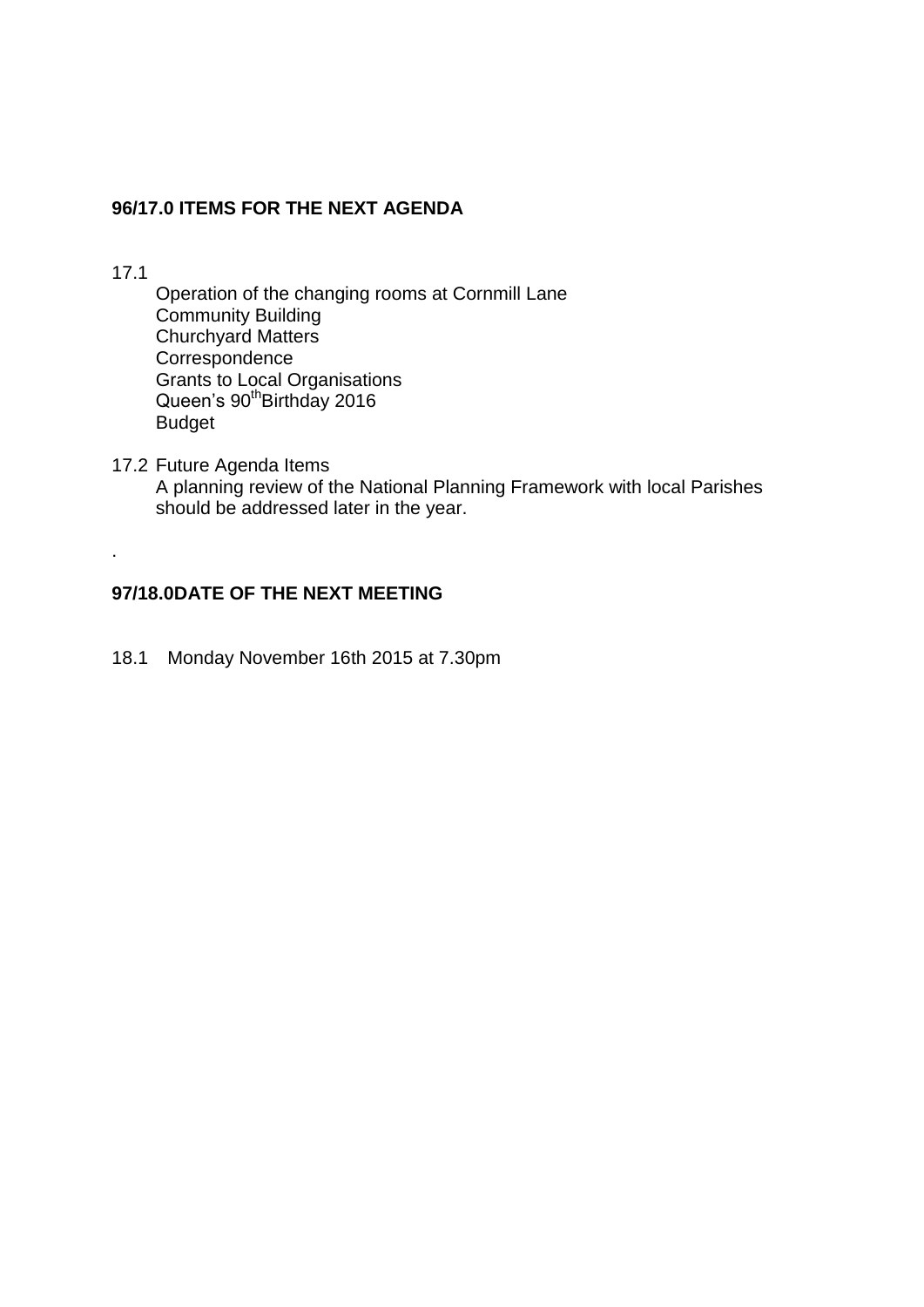## 96/17.0 ITEMS FOR THE NEXT AGENDA

17.1

Operation of the changing rooms at Cornmill Lane
Community Building
Churchyard Matters
Correspondence
Grants to Local Organisations
Queen's 90th Birthday 2016
Budget

17.2 Future Agenda Items

A planning review of the National Planning Framework with local Parishes should be addressed later in the year.

.

## 97/18.0DATE OF THE NEXT MEETING

18.1 Monday November 16th 2015 at 7.30pm